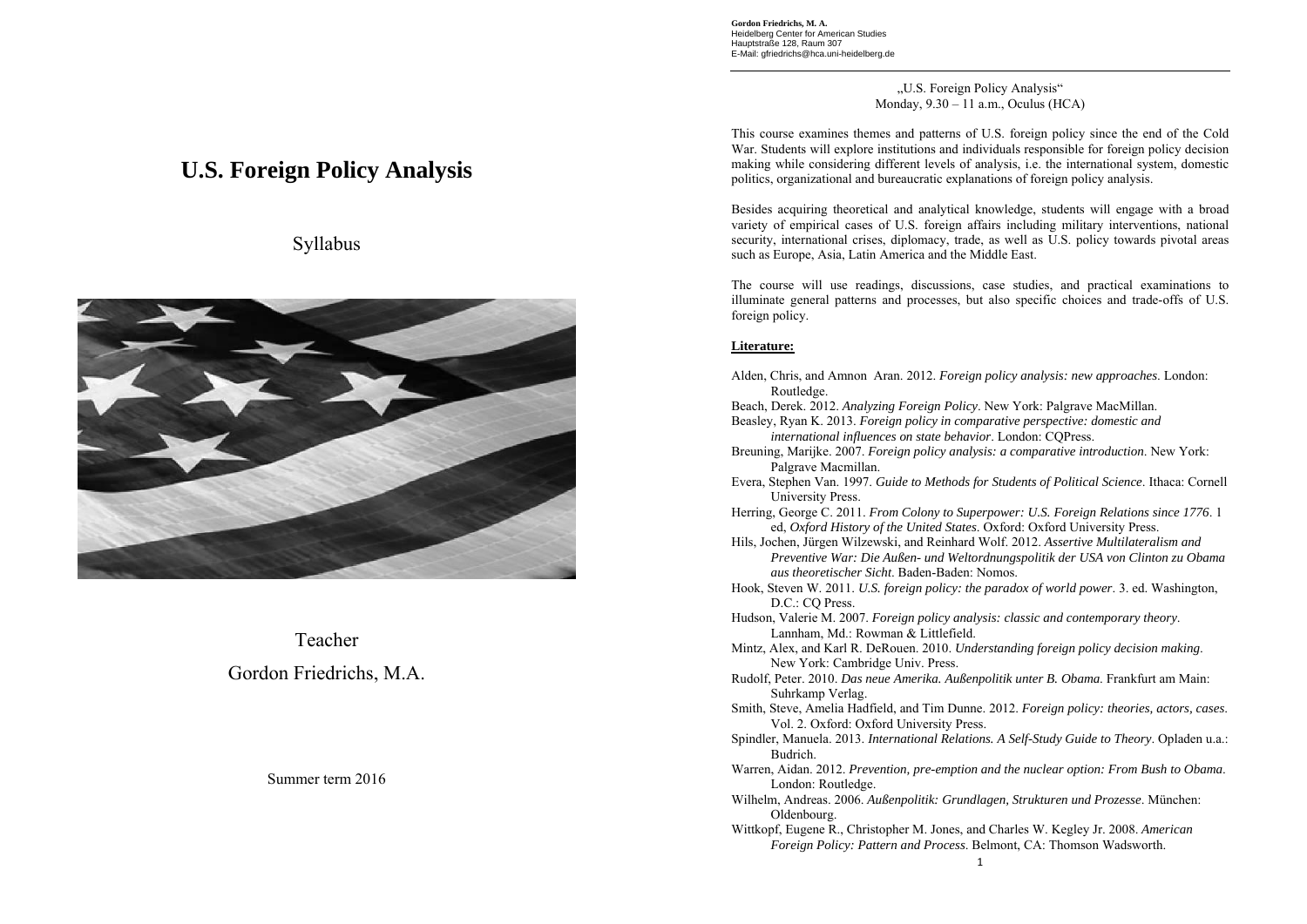# U.S. Foreign Policy Analysis

Syllabus

Teacher

Gordon Friedrichs, M.A.

Summer term 2016

**Gordon Friedrichs, M. A.**
Heidelberg Center for American Studies
Hauptstraße 128, Raum 307
E-Mail: gfriedrichs@hca.uni-heidelberg.de

„U.S. Foreign Policy Analysis"
Monday, 9.30 – 11 a.m., Oculus (HCA)

This course examines themes and patterns of U.S. foreign policy since the end of the Cold War. Students will explore institutions and individuals responsible for foreign policy decision making while considering different levels of analysis, i.e. the international system, domestic politics, organizational and bureaucratic explanations of foreign policy analysis.

Besides acquiring theoretical and analytical knowledge, students will engage with a broad variety of empirical cases of U.S. foreign affairs including military interventions, national security, international crises, diplomacy, trade, as well as U.S. policy towards pivotal areas such as Europe, Asia, Latin America and the Middle East.

The course will use readings, discussions, case studies, and practical examinations to illuminate general patterns and processes, but also specific choices and trade-offs of U.S. foreign policy.

**Literature:**

Alden, Chris, and Amnon Aran. 2012. *Foreign policy analysis: new approaches*. London: Routledge.

Beach, Derek. 2012. *Analyzing Foreign Policy*. New York: Palgrave MacMillan.

Beasley, Ryan K. 2013. *Foreign policy in comparative perspective: domestic and international influences on state behavior*. London: CQPress.

Breuning, Marijke. 2007. *Foreign policy analysis: a comparative introduction*. New York: Palgrave Macmillan.

Evera, Stephen Van. 1997. *Guide to Methods for Students of Political Science*. Ithaca: Cornell University Press.

Herring, George C. 2011. *From Colony to Superpower: U.S. Foreign Relations since 1776*. 1 ed, *Oxford History of the United States*. Oxford: Oxford University Press.

Hils, Jochen, Jürgen Wilzewski, and Reinhard Wolf. 2012. *Assertive Multilateralism and Preventive War: Die Außen- und Weltordnungspolitik der USA von Clinton zu Obama aus theoretischer Sicht*. Baden-Baden: Nomos.

Hook, Steven W. 2011. *U.S. foreign policy: the paradox of world power*. 3. ed. Washington, D.C.: CQ Press.

Hudson, Valerie M. 2007. *Foreign policy analysis: classic and contemporary theory*. Lannham, Md.: Rowman & Littlefield.

Mintz, Alex, and Karl R. DeRouen. 2010. *Understanding foreign policy decision making*. New York: Cambridge Univ. Press.

Rudolf, Peter. 2010. *Das neue Amerika. Außenpolitik unter B. Obama*. Frankfurt am Main: Suhrkamp Verlag.

Smith, Steve, Amelia Hadfield, and Tim Dunne. 2012. *Foreign policy: theories, actors, cases*. Vol. 2. Oxford: Oxford University Press.

Spindler, Manuela. 2013. *International Relations. A Self-Study Guide to Theory*. Opladen u.a.: Budrich.

Warren, Aidan. 2012. *Prevention, pre-emption and the nuclear option: From Bush to Obama*. London: Routledge.

Wilhelm, Andreas. 2006. *Außenpolitik: Grundlagen, Strukturen und Prozesse*. München: Oldenbourg.

Wittkopf, Eugene R., Christopher M. Jones, and Charles W. Kegley Jr. 2008. *American Foreign Policy: Pattern and Process*. Belmont, CA: Thomson Wadsworth.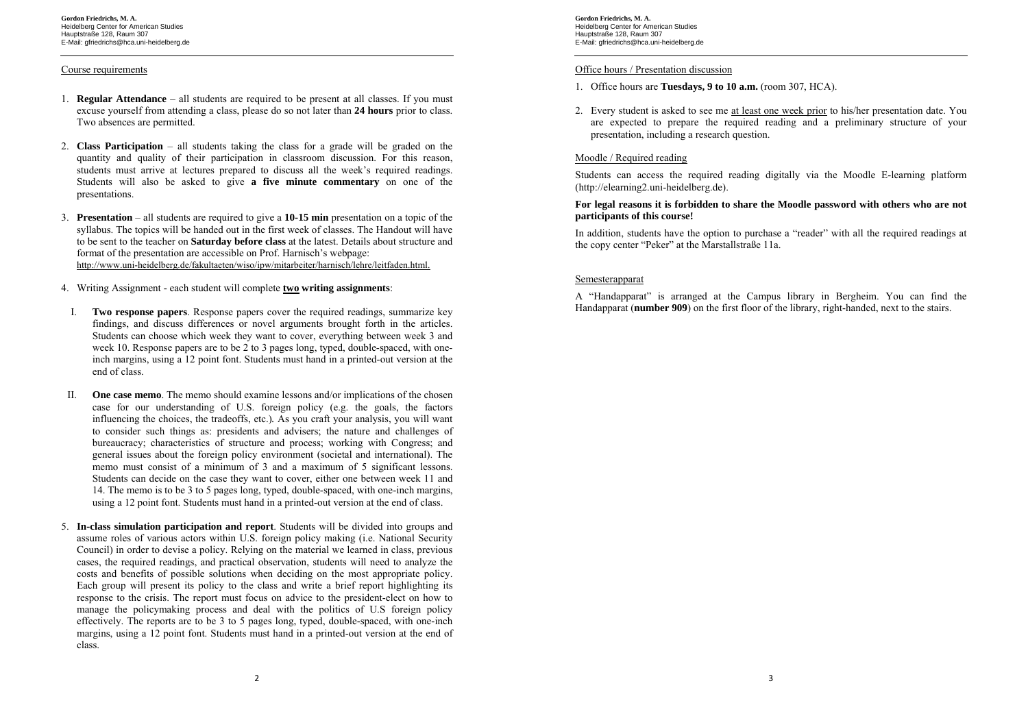## Course requirements

1. **Regular Attendance** – all students are required to be present at all classes. If you must excuse yourself from attending a class, please do so not later than **24 hours** prior to class. Two absences are permitted.

2. **Class Participation** – all students taking the class for a grade will be graded on the quantity and quality of their participation in classroom discussion. For this reason, students must arrive at lectures prepared to discuss all the week's required readings. Students will also be asked to give **a five minute commentary** on one of the presentations.

3. **Presentation** – all students are required to give a **10-15 min** presentation on a topic of the syllabus. The topics will be handed out in the first week of classes. The Handout will have to be sent to the teacher on **Saturday before class** at the latest. Details about structure and format of the presentation are accessible on Prof. Harnisch's webpage: http://www.uni-heidelberg.de/fakultaeten/wiso/ipw/mitarbeiter/harnisch/lehre/leitfaden.html.

4. Writing Assignment - each student will complete **two writing assignments**:

   I. **Two response papers**. Response papers cover the required readings, summarize key findings, and discuss differences or novel arguments brought forth in the articles. Students can choose which week they want to cover, everything between week 3 and week 10. Response papers are to be 2 to 3 pages long, typed, double-spaced, with one-inch margins, using a 12 point font. Students must hand in a printed-out version at the end of class.

   II. **One case memo**. The memo should examine lessons and/or implications of the chosen case for our understanding of U.S. foreign policy (e.g. the goals, the factors influencing the choices, the tradeoffs, etc.). As you craft your analysis, you will want to consider such things as: presidents and advisers; the nature and challenges of bureaucracy; characteristics of structure and process; working with Congress; and general issues about the foreign policy environment (societal and international). The memo must consist of a minimum of 3 and a maximum of 5 significant lessons. Students can decide on the case they want to cover, either one between week 11 and 14. The memo is to be 3 to 5 pages long, typed, double-spaced, with one-inch margins, using a 12 point font. Students must hand in a printed-out version at the end of class.

5. **In-class simulation participation and report**. Students will be divided into groups and assume roles of various actors within U.S. foreign policy making (i.e. National Security Council) in order to devise a policy. Relying on the material we learned in class, previous cases, the required readings, and practical observation, students will need to analyze the costs and benefits of possible solutions when deciding on the most appropriate policy. Each group will present its policy to the class and write a brief report highlighting its response to the crisis. The report must focus on advice to the president-elect on how to manage the policymaking process and deal with the politics of U.S foreign policy effectively. The reports are to be 3 to 5 pages long, typed, double-spaced, with one-inch margins, using a 12 point font. Students must hand in a printed-out version at the end of class.

## Office hours / Presentation discussion

1. Office hours are **Tuesdays, 9 to 10 a.m.** (room 307, HCA).

2. Every student is asked to see me at least one week prior to his/her presentation date. You are expected to prepare the required reading and a preliminary structure of your presentation, including a research question.

## Moodle / Required reading

Students can access the required reading digitally via the Moodle E-learning platform (http://elearning2.uni-heidelberg.de).

**For legal reasons it is forbidden to share the Moodle password with others who are not participants of this course!**

In addition, students have the option to purchase a "reader" with all the required readings at the copy center "Peker" at the Marstallstraße 11a.

## Semesterapparat

A "Handapparat" is arranged at the Campus library in Bergheim. You can find the Handapparat (**number 909**) on the first floor of the library, right-handed, next to the stairs.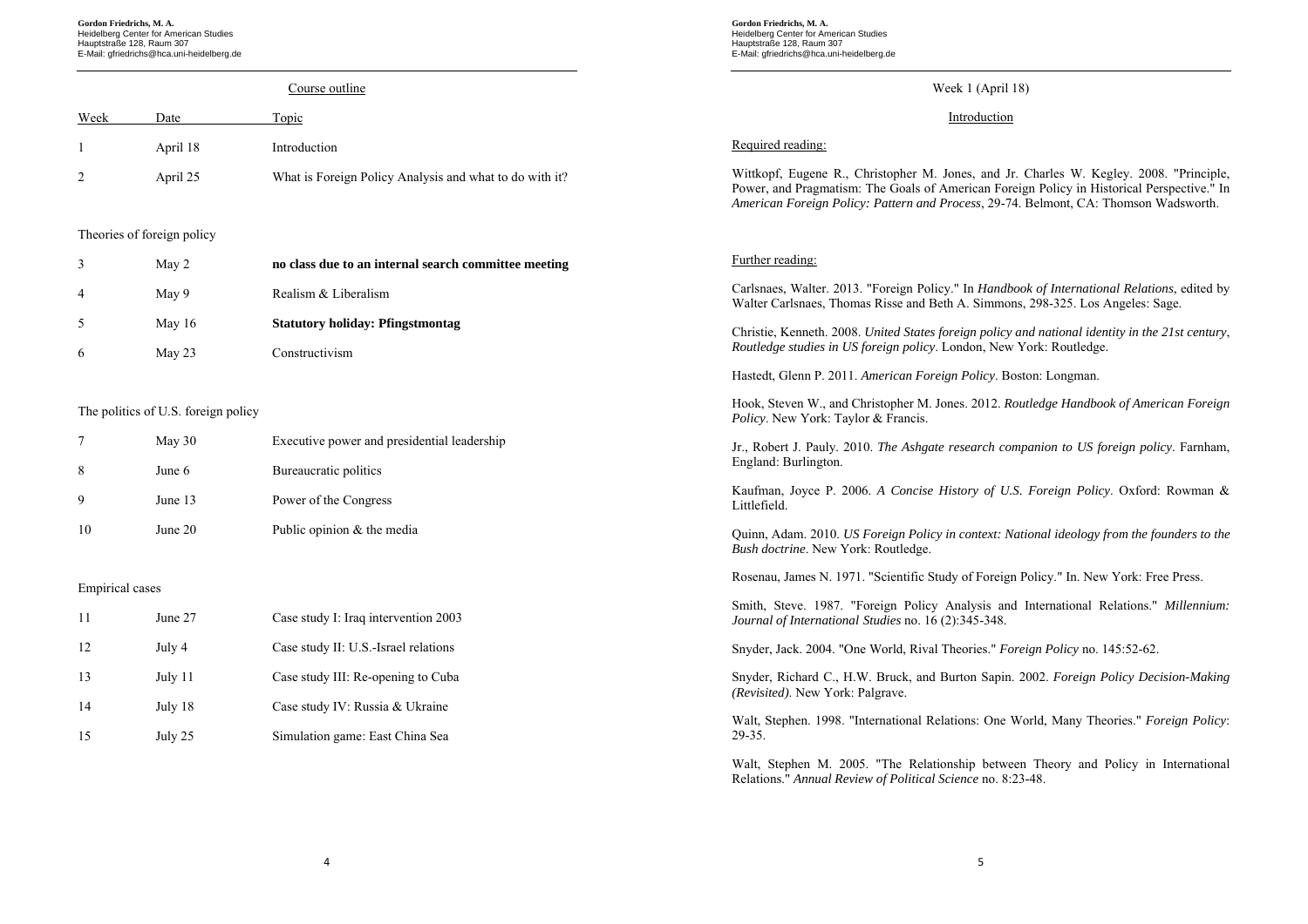## Course outline

| Week | Date | Topic |
|---|---|---|
| 1 | April 18 | Introduction |
| 2 | April 25 | What is Foreign Policy Analysis and what to do with it? |
| | | |
| Theories of foreign policy | | |
| 3 | May 2 | **no class due to an internal search committee meeting** |
| 4 | May 9 | Realism & Liberalism |
| 5 | May 16 | **Statutory holiday: Pfingstmontag** |
| 6 | May 23 | Constructivism |
| | | |
| The politics of U.S. foreign policy | | |
| 7 | May 30 | Executive power and presidential leadership |
| 8 | June 6 | Bureaucratic politics |
| 9 | June 13 | Power of the Congress |
| 10 | June 20 | Public opinion & the media |
| | | |
| Empirical cases | | |
| 11 | June 27 | Case study I: Iraq intervention 2003 |
| 12 | July 4 | Case study II: U.S.-Israel relations |
| 13 | July 11 | Case study III: Re-opening to Cuba |
| 14 | July 18 | Case study IV: Russia & Ukraine |
| 15 | July 25 | Simulation game: East China Sea |

## Week 1 (April 18)

### Introduction

Required reading:

Wittkopf, Eugene R., Christopher M. Jones, and Jr. Charles W. Kegley. 2008. "Principle, Power, and Pragmatism: The Goals of American Foreign Policy in Historical Perspective." In *American Foreign Policy: Pattern and Process*, 29-74. Belmont, CA: Thomson Wadsworth.

Further reading:

Carlsnaes, Walter. 2013. "Foreign Policy." In *Handbook of International Relations*, edited by Walter Carlsnaes, Thomas Risse and Beth A. Simmons, 298-325. Los Angeles: Sage.

Christie, Kenneth. 2008. *United States foreign policy and national identity in the 21st century*, *Routledge studies in US foreign policy*. London, New York: Routledge.

Hastedt, Glenn P. 2011. *American Foreign Policy*. Boston: Longman.

Hook, Steven W., and Christopher M. Jones. 2012. *Routledge Handbook of American Foreign Policy*. New York: Taylor & Francis.

Jr., Robert J. Pauly. 2010. *The Ashgate research companion to US foreign policy*. Farnham, England: Burlington.

Kaufman, Joyce P. 2006. *A Concise History of U.S. Foreign Policy*. Oxford: Rowman & Littlefield.

Quinn, Adam. 2010. *US Foreign Policy in context: National ideology from the founders to the Bush doctrine*. New York: Routledge.

Rosenau, James N. 1971. "Scientific Study of Foreign Policy." In. New York: Free Press.

Smith, Steve. 1987. "Foreign Policy Analysis and International Relations." *Millennium: Journal of International Studies* no. 16 (2):345-348.

Snyder, Jack. 2004. "One World, Rival Theories." *Foreign Policy* no. 145:52-62.

Snyder, Richard C., H.W. Bruck, and Burton Sapin. 2002. *Foreign Policy Decision-Making (Revisited)*. New York: Palgrave.

Walt, Stephen. 1998. "International Relations: One World, Many Theories." *Foreign Policy*: 29-35.

Walt, Stephen M. 2005. "The Relationship between Theory and Policy in International Relations." *Annual Review of Political Science* no. 8:23-48.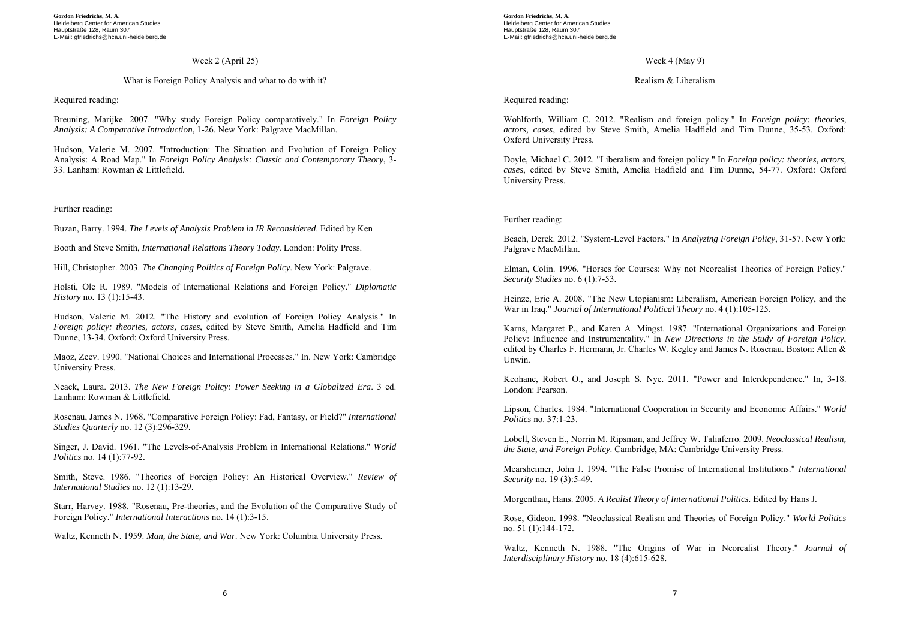Week 2 (April 25)

## What is Foreign Policy Analysis and what to do with it?

### Required reading:

Breuning, Marijke. 2007. "Why study Foreign Policy comparatively." In *Foreign Policy Analysis: A Comparative Introduction*, 1-26. New York: Palgrave MacMillan.

Hudson, Valerie M. 2007. "Introduction: The Situation and Evolution of Foreign Policy Analysis: A Road Map." In *Foreign Policy Analysis: Classic and Contemporary Theory*, 3-33. Lanham: Rowman & Littlefield.

### Further reading:

Buzan, Barry. 1994. *The Levels of Analysis Problem in IR Reconsidered*. Edited by Ken

Booth and Steve Smith, *International Relations Theory Today*. London: Polity Press.

Hill, Christopher. 2003. *The Changing Politics of Foreign Policy*. New York: Palgrave.

Holsti, Ole R. 1989. "Models of International Relations and Foreign Policy." *Diplomatic History* no. 13 (1):15-43.

Hudson, Valerie M. 2012. "The History and evolution of Foreign Policy Analysis." In *Foreign policy: theories, actors, cases*, edited by Steve Smith, Amelia Hadfield and Tim Dunne, 13-34. Oxford: Oxford University Press.

Maoz, Zeev. 1990. "National Choices and International Processes." In. New York: Cambridge University Press.

Neack, Laura. 2013. *The New Foreign Policy: Power Seeking in a Globalized Era*. 3 ed. Lanham: Rowman & Littlefield.

Rosenau, James N. 1968. "Comparative Foreign Policy: Fad, Fantasy, or Field?" *International Studies Quarterly* no. 12 (3):296-329.

Singer, J. David. 1961. "The Levels-of-Analysis Problem in International Relations." *World Politics* no. 14 (1):77-92.

Smith, Steve. 1986. "Theories of Foreign Policy: An Historical Overview." *Review of International Studies* no. 12 (1):13-29.

Starr, Harvey. 1988. "Rosenau, Pre-theories, and the Evolution of the Comparative Study of Foreign Policy." *International Interactions* no. 14 (1):3-15.

Waltz, Kenneth N. 1959. *Man, the State, and War*. New York: Columbia University Press.

Week 4 (May 9)

## Realism & Liberalism

### Required reading:

Wohlforth, William C. 2012. "Realism and foreign policy." In *Foreign policy: theories, actors, cases*, edited by Steve Smith, Amelia Hadfield and Tim Dunne, 35-53. Oxford: Oxford University Press.

Doyle, Michael C. 2012. "Liberalism and foreign policy." In *Foreign policy: theories, actors, cases*, edited by Steve Smith, Amelia Hadfield and Tim Dunne, 54-77. Oxford: Oxford University Press.

### Further reading:

Beach, Derek. 2012. "System-Level Factors." In *Analyzing Foreign Policy*, 31-57. New York: Palgrave MacMillan.

Elman, Colin. 1996. "Horses for Courses: Why not Neorealist Theories of Foreign Policy." *Security Studies* no. 6 (1):7-53.

Heinze, Eric A. 2008. "The New Utopianism: Liberalism, American Foreign Policy, and the War in Iraq." *Journal of International Political Theory* no. 4 (1):105-125.

Karns, Margaret P., and Karen A. Mingst. 1987. "International Organizations and Foreign Policy: Influence and Instrumentality." In *New Directions in the Study of Foreign Policy*, edited by Charles F. Hermann, Jr. Charles W. Kegley and James N. Rosenau. Boston: Allen & Unwin.

Keohane, Robert O., and Joseph S. Nye. 2011. "Power and Interdependence." In, 3-18. London: Pearson.

Lipson, Charles. 1984. "International Cooperation in Security and Economic Affairs." *World Politics* no. 37:1-23.

Lobell, Steven E., Norrin M. Ripsman, and Jeffrey W. Taliaferro. 2009. *Neoclassical Realism, the State, and Foreign Policy*. Cambridge, MA: Cambridge University Press.

Mearsheimer, John J. 1994. "The False Promise of International Institutions." *International Security* no. 19 (3):5-49.

Morgenthau, Hans. 2005. *A Realist Theory of International Politics*. Edited by Hans J.

Rose, Gideon. 1998. "Neoclassical Realism and Theories of Foreign Policy." *World Politics* no. 51 (1):144-172.

Waltz, Kenneth N. 1988. "The Origins of War in Neorealist Theory." *Journal of Interdisciplinary History* no. 18 (4):615-628.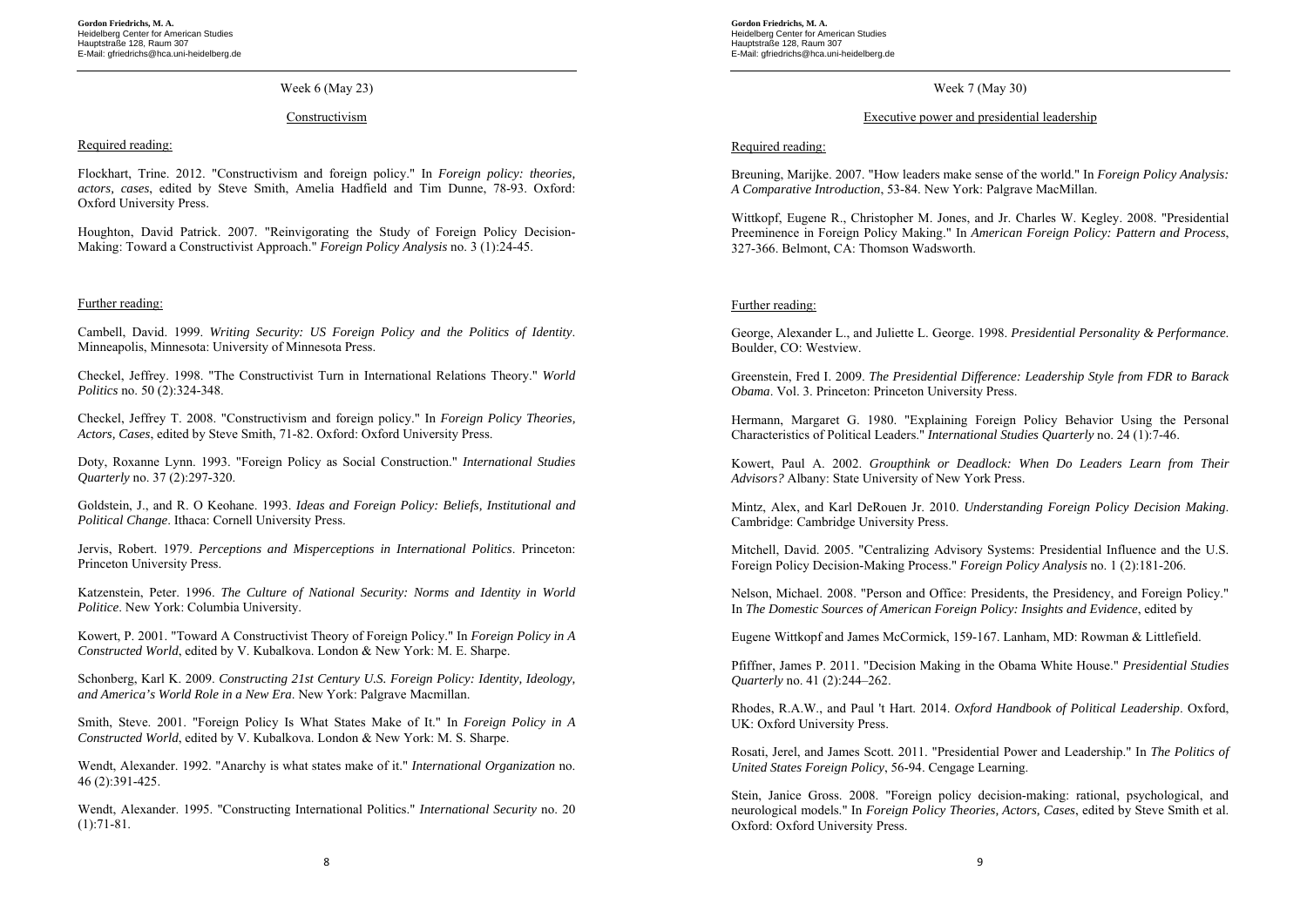## Week 6 (May 23)

### Constructivism

Required reading:

Flockhart, Trine. 2012. "Constructivism and foreign policy." In *Foreign policy: theories, actors, cases*, edited by Steve Smith, Amelia Hadfield and Tim Dunne, 78-93. Oxford: Oxford University Press.

Houghton, David Patrick. 2007. "Reinvigorating the Study of Foreign Policy Decision-Making: Toward a Constructivist Approach." *Foreign Policy Analysis* no. 3 (1):24-45.

Further reading:

Cambell, David. 1999. *Writing Security: US Foreign Policy and the Politics of Identity*. Minneapolis, Minnesota: University of Minnesota Press.

Checkel, Jeffrey. 1998. "The Constructivist Turn in International Relations Theory." *World Politics* no. 50 (2):324-348.

Checkel, Jeffrey T. 2008. "Constructivism and foreign policy." In *Foreign Policy Theories, Actors, Cases*, edited by Steve Smith, 71-82. Oxford: Oxford University Press.

Doty, Roxanne Lynn. 1993. "Foreign Policy as Social Construction." *International Studies Quarterly* no. 37 (2):297-320.

Goldstein, J., and R. O Keohane. 1993. *Ideas and Foreign Policy: Beliefs, Institutional and Political Change*. Ithaca: Cornell University Press.

Jervis, Robert. 1979. *Perceptions and Misperceptions in International Politics*. Princeton: Princeton University Press.

Katzenstein, Peter. 1996. *The Culture of National Security: Norms and Identity in World Politice*. New York: Columbia University.

Kowert, P. 2001. "Toward A Constructivist Theory of Foreign Policy." In *Foreign Policy in A Constructed World*, edited by V. Kubalkova. London & New York: M. E. Sharpe.

Schonberg, Karl K. 2009. *Constructing 21st Century U.S. Foreign Policy: Identity, Ideology, and America's World Role in a New Era*. New York: Palgrave Macmillan.

Smith, Steve. 2001. "Foreign Policy Is What States Make of It." In *Foreign Policy in A Constructed World*, edited by V. Kubalkova. London & New York: M. S. Sharpe.

Wendt, Alexander. 1992. "Anarchy is what states make of it." *International Organization* no. 46 (2):391-425.

Wendt, Alexander. 1995. "Constructing International Politics." *International Security* no. 20 (1):71-81.

## Week 7 (May 30)

### Executive power and presidential leadership

Required reading:

Breuning, Marijke. 2007. "How leaders make sense of the world." In *Foreign Policy Analysis: A Comparative Introduction*, 53-84. New York: Palgrave MacMillan.

Wittkopf, Eugene R., Christopher M. Jones, and Jr. Charles W. Kegley. 2008. "Presidential Preeminence in Foreign Policy Making." In *American Foreign Policy: Pattern and Process*, 327-366. Belmont, CA: Thomson Wadsworth.

Further reading:

George, Alexander L., and Juliette L. George. 1998. *Presidential Personality & Performance*. Boulder, CO: Westview.

Greenstein, Fred I. 2009. *The Presidential Difference: Leadership Style from FDR to Barack Obama*. Vol. 3. Princeton: Princeton University Press.

Hermann, Margaret G. 1980. "Explaining Foreign Policy Behavior Using the Personal Characteristics of Political Leaders." *International Studies Quarterly* no. 24 (1):7-46.

Kowert, Paul A. 2002. *Groupthink or Deadlock: When Do Leaders Learn from Their Advisors?* Albany: State University of New York Press.

Mintz, Alex, and Karl DeRouen Jr. 2010. *Understanding Foreign Policy Decision Making*. Cambridge: Cambridge University Press.

Mitchell, David. 2005. "Centralizing Advisory Systems: Presidential Influence and the U.S. Foreign Policy Decision-Making Process." *Foreign Policy Analysis* no. 1 (2):181-206.

Nelson, Michael. 2008. "Person and Office: Presidents, the Presidency, and Foreign Policy." In *The Domestic Sources of American Foreign Policy: Insights and Evidence*, edited by

Eugene Wittkopf and James McCormick, 159-167. Lanham, MD: Rowman & Littlefield.

Pfiffner, James P. 2011. "Decision Making in the Obama White House." *Presidential Studies Quarterly* no. 41 (2):244–262.

Rhodes, R.A.W., and Paul 't Hart. 2014. *Oxford Handbook of Political Leadership*. Oxford, UK: Oxford University Press.

Rosati, Jerel, and James Scott. 2011. "Presidential Power and Leadership." In *The Politics of United States Foreign Policy*, 56-94. Cengage Learning.

Stein, Janice Gross. 2008. "Foreign policy decision-making: rational, psychological, and neurological models." In *Foreign Policy Theories, Actors, Cases*, edited by Steve Smith et al. Oxford: Oxford University Press.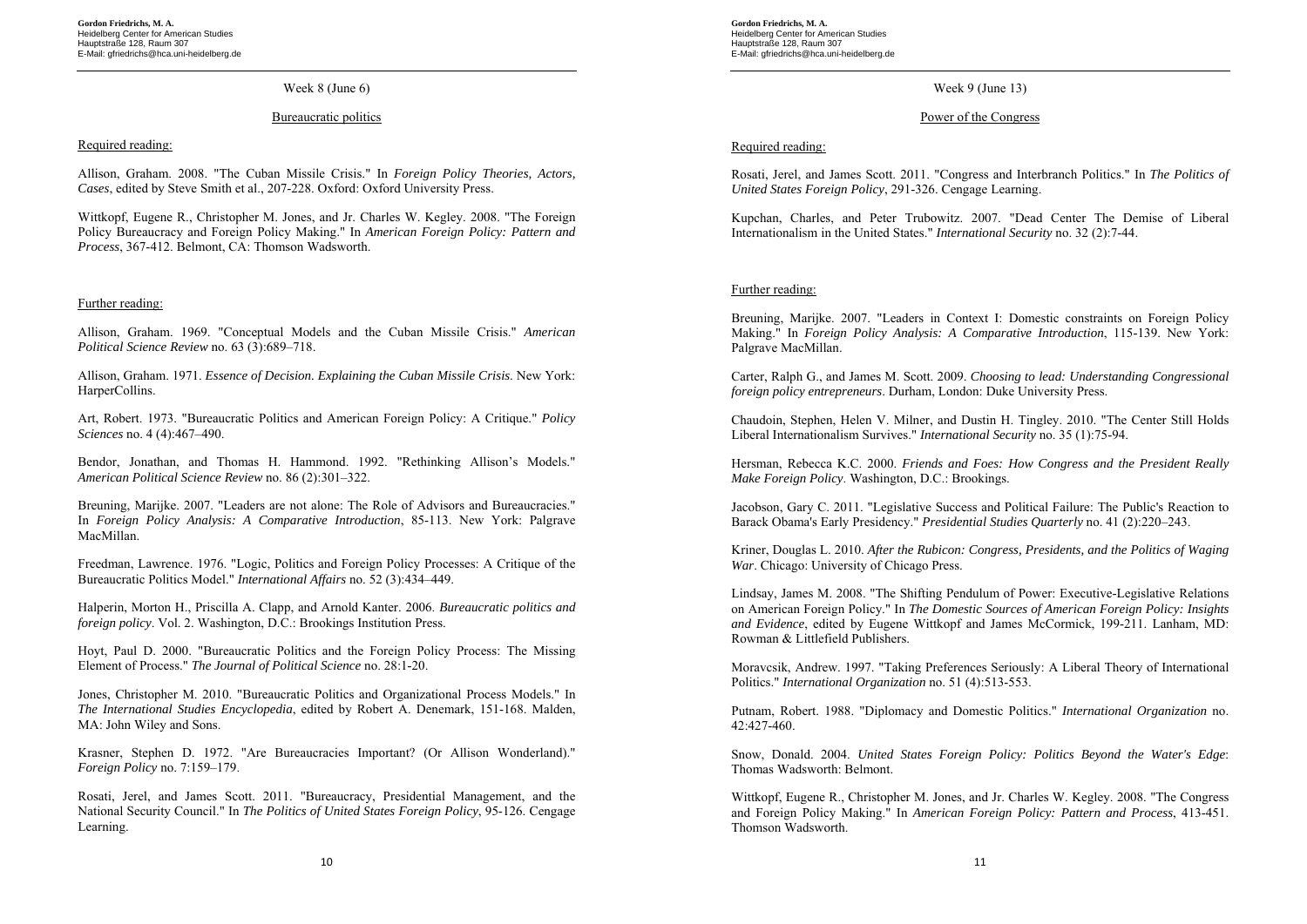Week 8 (June 6)

Bureaucratic politics

Required reading:

Allison, Graham. 2008. "The Cuban Missile Crisis." In *Foreign Policy Theories, Actors, Cases*, edited by Steve Smith et al., 207-228. Oxford: Oxford University Press.

Wittkopf, Eugene R., Christopher M. Jones, and Jr. Charles W. Kegley. 2008. "The Foreign Policy Bureaucracy and Foreign Policy Making." In *American Foreign Policy: Pattern and Process*, 367-412. Belmont, CA: Thomson Wadsworth.

Further reading:

Allison, Graham. 1969. "Conceptual Models and the Cuban Missile Crisis." *American Political Science Review* no. 63 (3):689–718.

Allison, Graham. 1971. *Essence of Decision. Explaining the Cuban Missile Crisis*. New York: HarperCollins.

Art, Robert. 1973. "Bureaucratic Politics and American Foreign Policy: A Critique." *Policy Sciences* no. 4 (4):467–490.

Bendor, Jonathan, and Thomas H. Hammond. 1992. "Rethinking Allison's Models." *American Political Science Review* no. 86 (2):301–322.

Breuning, Marijke. 2007. "Leaders are not alone: The Role of Advisors and Bureaucracies." In *Foreign Policy Analysis: A Comparative Introduction*, 85-113. New York: Palgrave MacMillan.

Freedman, Lawrence. 1976. "Logic, Politics and Foreign Policy Processes: A Critique of the Bureaucratic Politics Model." *International Affairs* no. 52 (3):434–449.

Halperin, Morton H., Priscilla A. Clapp, and Arnold Kanter. 2006. *Bureaucratic politics and foreign policy*. Vol. 2. Washington, D.C.: Brookings Institution Press.

Hoyt, Paul D. 2000. "Bureaucratic Politics and the Foreign Policy Process: The Missing Element of Process." *The Journal of Political Science* no. 28:1-20.

Jones, Christopher M. 2010. "Bureaucratic Politics and Organizational Process Models." In *The International Studies Encyclopedia*, edited by Robert A. Denemark, 151-168. Malden, MA: John Wiley and Sons.

Krasner, Stephen D. 1972. "Are Bureaucracies Important? (Or Allison Wonderland)." *Foreign Policy* no. 7:159–179.

Rosati, Jerel, and James Scott. 2011. "Bureaucracy, Presidential Management, and the National Security Council." In *The Politics of United States Foreign Policy*, 95-126. Cengage Learning.

Week 9 (June 13)

Power of the Congress

Required reading:

Rosati, Jerel, and James Scott. 2011. "Congress and Interbranch Politics." In *The Politics of United States Foreign Policy*, 291-326. Cengage Learning.

Kupchan, Charles, and Peter Trubowitz. 2007. "Dead Center The Demise of Liberal Internationalism in the United States." *International Security* no. 32 (2):7-44.

Further reading:

Breuning, Marijke. 2007. "Leaders in Context I: Domestic constraints on Foreign Policy Making." In *Foreign Policy Analysis: A Comparative Introduction*, 115-139. New York: Palgrave MacMillan.

Carter, Ralph G., and James M. Scott. 2009. *Choosing to lead: Understanding Congressional foreign policy entrepreneurs*. Durham, London: Duke University Press.

Chaudoin, Stephen, Helen V. Milner, and Dustin H. Tingley. 2010. "The Center Still Holds Liberal Internationalism Survives." *International Security* no. 35 (1):75-94.

Hersman, Rebecca K.C. 2000. *Friends and Foes: How Congress and the President Really Make Foreign Policy*. Washington, D.C.: Brookings.

Jacobson, Gary C. 2011. "Legislative Success and Political Failure: The Public's Reaction to Barack Obama's Early Presidency." *Presidential Studies Quarterly* no. 41 (2):220–243.

Kriner, Douglas L. 2010. *After the Rubicon: Congress, Presidents, and the Politics of Waging War*. Chicago: University of Chicago Press.

Lindsay, James M. 2008. "The Shifting Pendulum of Power: Executive-Legislative Relations on American Foreign Policy." In *The Domestic Sources of American Foreign Policy: Insights and Evidence*, edited by Eugene Wittkopf and James McCormick, 199-211. Lanham, MD: Rowman & Littlefield Publishers.

Moravcsik, Andrew. 1997. "Taking Preferences Seriously: A Liberal Theory of International Politics." *International Organization* no. 51 (4):513-553.

Putnam, Robert. 1988. "Diplomacy and Domestic Politics." *International Organization* no. 42:427-460.

Snow, Donald. 2004. *United States Foreign Policy: Politics Beyond the Water's Edge*: Thomas Wadsworth: Belmont.

Wittkopf, Eugene R., Christopher M. Jones, and Jr. Charles W. Kegley. 2008. "The Congress and Foreign Policy Making." In *American Foreign Policy: Pattern and Process*, 413-451. Thomson Wadsworth.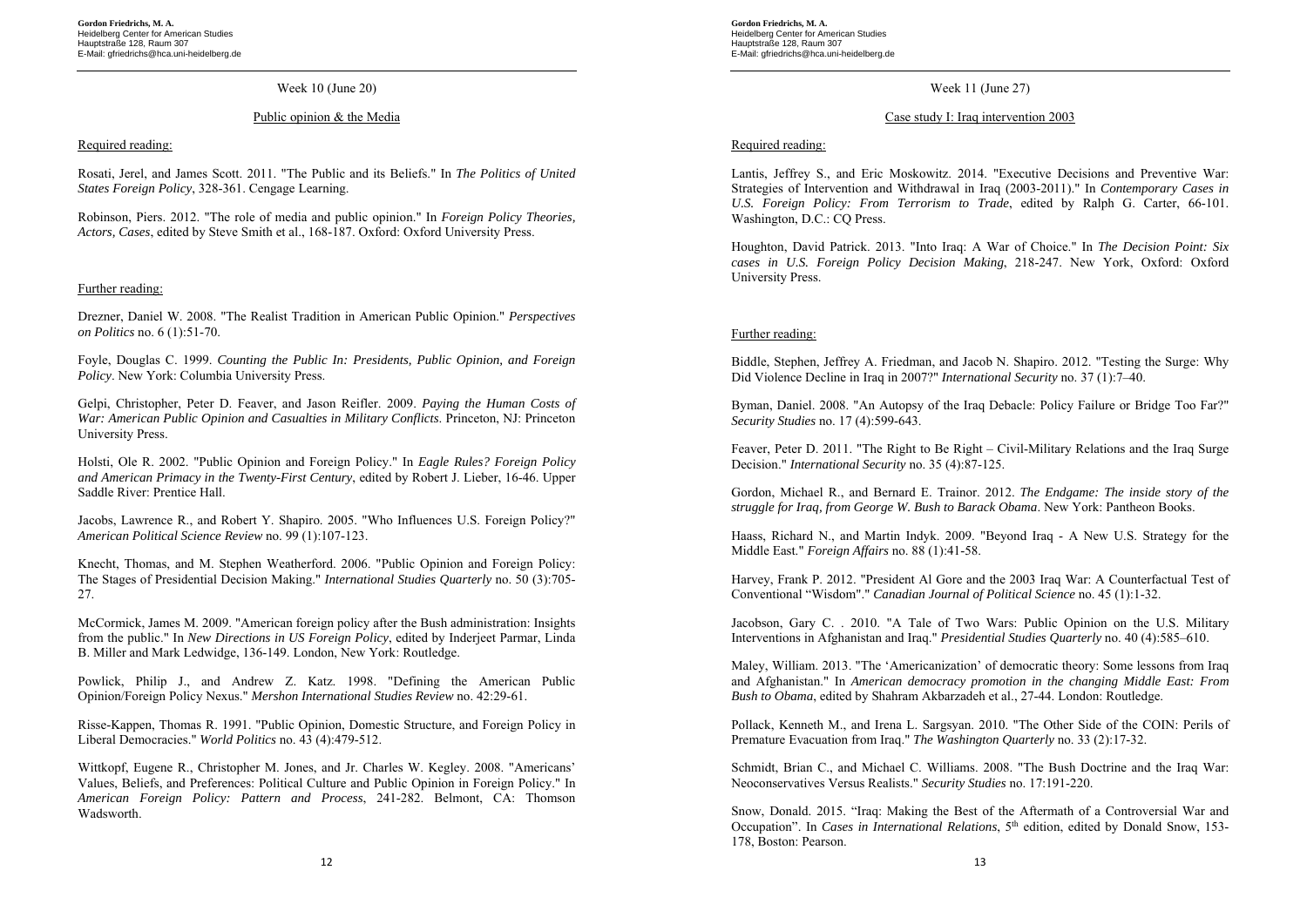## Week 10 (June 20)

### Public opinion & the Media

Required reading:

Rosati, Jerel, and James Scott. 2011. "The Public and its Beliefs." In *The Politics of United States Foreign Policy*, 328-361. Cengage Learning.

Robinson, Piers. 2012. "The role of media and public opinion." In *Foreign Policy Theories, Actors, Cases*, edited by Steve Smith et al., 168-187. Oxford: Oxford University Press.

Further reading:

Drezner, Daniel W. 2008. "The Realist Tradition in American Public Opinion." *Perspectives on Politics* no. 6 (1):51-70.

Foyle, Douglas C. 1999. *Counting the Public In: Presidents, Public Opinion, and Foreign Policy*. New York: Columbia University Press.

Gelpi, Christopher, Peter D. Feaver, and Jason Reifler. 2009. *Paying the Human Costs of War: American Public Opinion and Casualties in Military Conflicts*. Princeton, NJ: Princeton University Press.

Holsti, Ole R. 2002. "Public Opinion and Foreign Policy." In *Eagle Rules? Foreign Policy and American Primacy in the Twenty-First Century*, edited by Robert J. Lieber, 16-46. Upper Saddle River: Prentice Hall.

Jacobs, Lawrence R., and Robert Y. Shapiro. 2005. "Who Influences U.S. Foreign Policy?" *American Political Science Review* no. 99 (1):107-123.

Knecht, Thomas, and M. Stephen Weatherford. 2006. "Public Opinion and Foreign Policy: The Stages of Presidential Decision Making." *International Studies Quarterly* no. 50 (3):705-27.

McCormick, James M. 2009. "American foreign policy after the Bush administration: Insights from the public." In *New Directions in US Foreign Policy*, edited by Inderjeet Parmar, Linda B. Miller and Mark Ledwidge, 136-149. London, New York: Routledge.

Powlick, Philip J., and Andrew Z. Katz. 1998. "Defining the American Public Opinion/Foreign Policy Nexus." *Mershon International Studies Review* no. 42:29-61.

Risse-Kappen, Thomas R. 1991. "Public Opinion, Domestic Structure, and Foreign Policy in Liberal Democracies." *World Politics* no. 43 (4):479-512.

Wittkopf, Eugene R., Christopher M. Jones, and Jr. Charles W. Kegley. 2008. "Americans' Values, Beliefs, and Preferences: Political Culture and Public Opinion in Foreign Policy." In *American Foreign Policy: Pattern and Process*, 241-282. Belmont, CA: Thomson Wadsworth.

## Week 11 (June 27)

### Case study I: Iraq intervention 2003

Required reading:

Lantis, Jeffrey S., and Eric Moskowitz. 2014. "Executive Decisions and Preventive War: Strategies of Intervention and Withdrawal in Iraq (2003-2011)." In *Contemporary Cases in U.S. Foreign Policy: From Terrorism to Trade*, edited by Ralph G. Carter, 66-101. Washington, D.C.: CQ Press.

Houghton, David Patrick. 2013. "Into Iraq: A War of Choice." In *The Decision Point: Six cases in U.S. Foreign Policy Decision Making*, 218-247. New York, Oxford: Oxford University Press.

Further reading:

Biddle, Stephen, Jeffrey A. Friedman, and Jacob N. Shapiro. 2012. "Testing the Surge: Why Did Violence Decline in Iraq in 2007?" *International Security* no. 37 (1):7–40.

Byman, Daniel. 2008. "An Autopsy of the Iraq Debacle: Policy Failure or Bridge Too Far?" *Security Studies* no. 17 (4):599-643.

Feaver, Peter D. 2011. "The Right to Be Right – Civil-Military Relations and the Iraq Surge Decision." *International Security* no. 35 (4):87-125.

Gordon, Michael R., and Bernard E. Trainor. 2012. *The Endgame: The inside story of the struggle for Iraq, from George W. Bush to Barack Obama*. New York: Pantheon Books.

Haass, Richard N., and Martin Indyk. 2009. "Beyond Iraq - A New U.S. Strategy for the Middle East." *Foreign Affairs* no. 88 (1):41-58.

Harvey, Frank P. 2012. "President Al Gore and the 2003 Iraq War: A Counterfactual Test of Conventional "Wisdom"." *Canadian Journal of Political Science* no. 45 (1):1-32.

Jacobson, Gary C. . 2010. "A Tale of Two Wars: Public Opinion on the U.S. Military Interventions in Afghanistan and Iraq." *Presidential Studies Quarterly* no. 40 (4):585–610.

Maley, William. 2013. "The 'Americanization' of democratic theory: Some lessons from Iraq and Afghanistan." In *American democracy promotion in the changing Middle East: From Bush to Obama*, edited by Shahram Akbarzadeh et al., 27-44. London: Routledge.

Pollack, Kenneth M., and Irena L. Sargsyan. 2010. "The Other Side of the COIN: Perils of Premature Evacuation from Iraq." *The Washington Quarterly* no. 33 (2):17-32.

Schmidt, Brian C., and Michael C. Williams. 2008. "The Bush Doctrine and the Iraq War: Neoconservatives Versus Realists." *Security Studies* no. 17:191-220.

Snow, Donald. 2015. "Iraq: Making the Best of the Aftermath of a Controversial War and Occupation". In *Cases in International Relations*, 5th edition, edited by Donald Snow, 153-178, Boston: Pearson.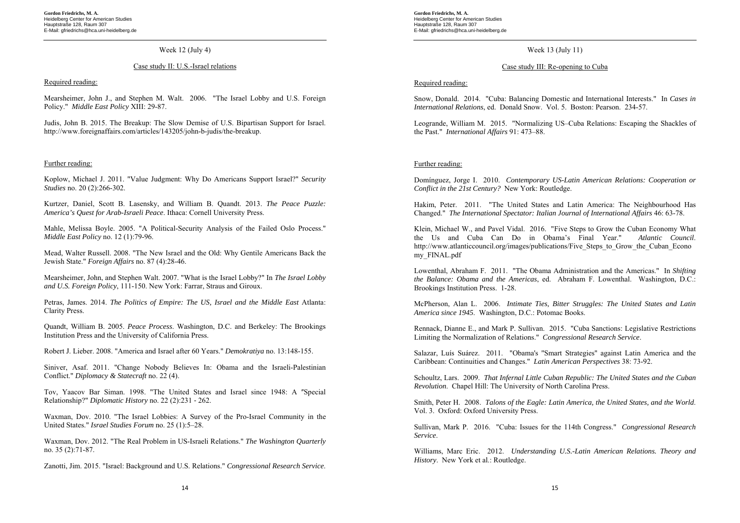Week 12 (July 4)

Case study II: U.S.-Israel relations

Required reading:

Mearsheimer, John J., and Stephen M. Walt. 2006. "The Israel Lobby and U.S. Foreign Policy." *Middle East Policy* XIII: 29-87.

Judis, John B. 2015. The Breakup: The Slow Demise of U.S. Bipartisan Support for Israel. http://www.foreignaffairs.com/articles/143205/john-b-judis/the-breakup.

Further reading:

Koplow, Michael J. 2011. "Value Judgment: Why Do Americans Support Israel?" *Security Studies* no. 20 (2):266-302.

Kurtzer, Daniel, Scott B. Lasensky, and William B. Quandt. 2013. *The Peace Puzzle: America's Quest for Arab-Israeli Peace*. Ithaca: Cornell University Press.

Mahle, Melissa Boyle. 2005. "A Political-Security Analysis of the Failed Oslo Process." *Middle East Policy* no. 12 (1):79-96.

Mead, Walter Russell. 2008. "The New Israel and the Old: Why Gentile Americans Back the Jewish State." *Foreign Affairs* no. 87 (4):28-46.

Mearsheimer, John, and Stephen Walt. 2007. "What is the Israel Lobby?" In *The Israel Lobby and U.S. Foreign Policy*, 111-150. New York: Farrar, Straus and Giroux.

Petras, James. 2014. *The Politics of Empire: The US, Israel and the Middle East* Atlanta: Clarity Press.

Quandt, William B. 2005. *Peace Process*. Washington, D.C. and Berkeley: The Brookings Institution Press and the University of California Press.

Robert J. Lieber. 2008. "America and Israel after 60 Years." *Demokratiya* no. 13:148-155.

Siniver, Asaf. 2011. "Change Nobody Believes In: Obama and the Israeli-Palestinian Conflict." *Diplomacy & Statecraft* no. 22 (4).

Tov, Yaacov Bar Siman. 1998. "The United States and Israel since 1948: A ″Special Relationship?" *Diplomatic History* no. 22 (2):231 - 262.

Waxman, Dov. 2010. "The Israel Lobbies: A Survey of the Pro-Israel Community in the United States." *Israel Studies Forum* no. 25 (1):5–28.

Waxman, Dov. 2012. "The Real Problem in US-Israeli Relations." *The Washington Quarterly* no. 35 (2):71-87.

Zanotti, Jim. 2015. "Israel: Background and U.S. Relations." *Congressional Research Service*.

Week 13 (July 11)

Case study III: Re-opening to Cuba

Required reading:

Snow, Donald. 2014. "Cuba: Balancing Domestic and International Interests." In *Cases in International Relations*, ed. Donald Snow. Vol. 5. Boston: Pearson. 234-57.

Leogrande, William M. 2015. "Normalizing US–Cuba Relations: Escaping the Shackles of the Past." *International Affairs* 91: 473–88.

Further reading:

Domínguez, Jorge I. 2010. *Contemporary US-Latin American Relations: Cooperation or Conflict in the 21st Century?* New York: Routledge.

Hakim, Peter. 2011. "The United States and Latin America: The Neighbourhood Has Changed." *The International Spectator: Italian Journal of International Affairs* 46: 63-78.

Klein, Michael W., and Pavel Vidal. 2016. "Five Steps to Grow the Cuban Economy What the Us and Cuba Can Do in Obama's Final Year." *Atlantic Council*. http://www.atlanticcouncil.org/images/publications/Five_Steps_to_Grow_the_Cuban_Economy_FINAL.pdf

Lowenthal, Abraham F. 2011. "The Obama Administration and the Americas." In *Shifting the Balance: Obama and the Americas*, ed. Abraham F. Lowenthal. Washington, D.C.: Brookings Institution Press. 1-28.

McPherson, Alan L. 2006. *Intimate Ties, Bitter Struggles: The United States and Latin America since 1945*. Washington, D.C.: Potomac Books.

Rennack, Dianne E., and Mark P. Sullivan. 2015. "Cuba Sanctions: Legislative Restrictions Limiting the Normalization of Relations." *Congressional Research Service*.

Salazar, Luís Suárez. 2011. "Obama's "Smart Strategies" against Latin America and the Caribbean: Continuities and Changes." *Latin American Perspectives* 38: 73-92.

Schoultz, Lars. 2009. *That Infernal Little Cuban Republic: The United States and the Cuban Revolution*. Chapel Hill: The University of North Carolina Press.

Smith, Peter H. 2008. *Talons of the Eagle: Latin America, the United States, and the World*. Vol. 3. Oxford: Oxford University Press.

Sullivan, Mark P. 2016. "Cuba: Issues for the 114th Congress." *Congressional Research Service*.

Williams, Marc Eric. 2012. *Understanding U.S.-Latin American Relations. Theory and History*. New York et al.: Routledge.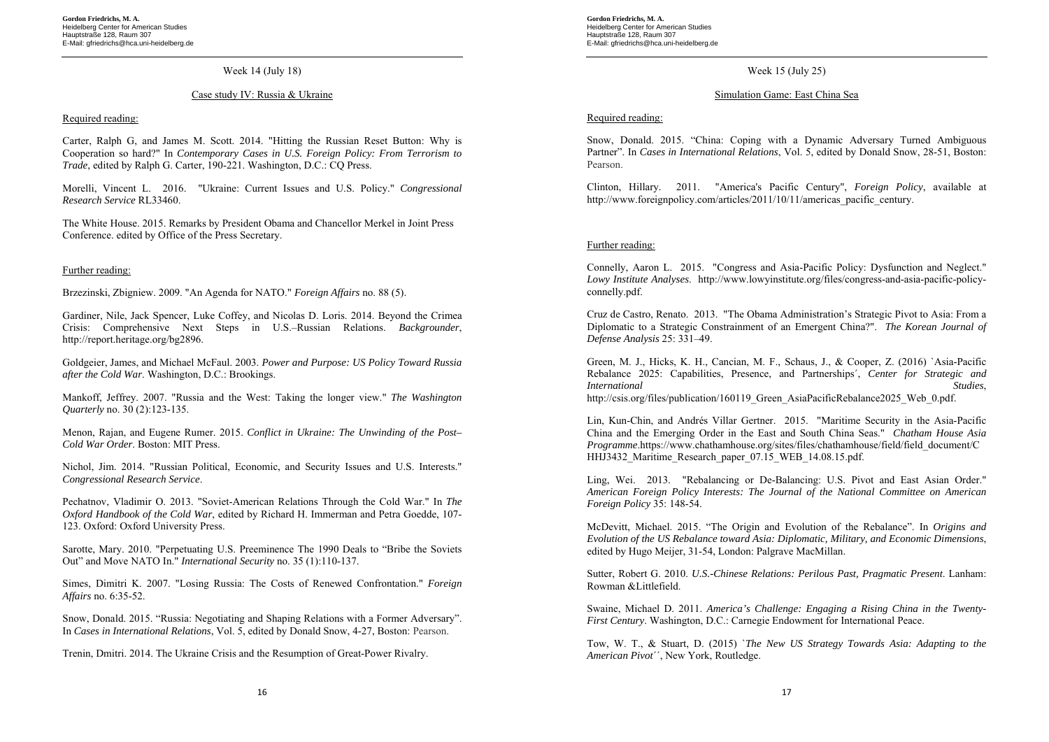## Week 14 (July 18)

### Case study IV: Russia & Ukraine

Required reading:

Carter, Ralph G, and James M. Scott. 2014. "Hitting the Russian Reset Button: Why is Cooperation so hard?" In *Contemporary Cases in U.S. Foreign Policy: From Terrorism to Trade*, edited by Ralph G. Carter, 190-221. Washington, D.C.: CQ Press.

Morelli, Vincent L. 2016. "Ukraine: Current Issues and U.S. Policy." *Congressional Research Service* RL33460.

The White House. 2015. Remarks by President Obama and Chancellor Merkel in Joint Press Conference. edited by Office of the Press Secretary.

Further reading:

Brzezinski, Zbigniew. 2009. "An Agenda for NATO." *Foreign Affairs* no. 88 (5).

Gardiner, Nile, Jack Spencer, Luke Coffey, and Nicolas D. Loris. 2014. Beyond the Crimea Crisis: Comprehensive Next Steps in U.S.–Russian Relations. *Backgrounder*, http://report.heritage.org/bg2896.

Goldgeier, James, and Michael McFaul. 2003. *Power and Purpose: US Policy Toward Russia after the Cold War*. Washington, D.C.: Brookings.

Mankoff, Jeffrey. 2007. "Russia and the West: Taking the longer view." *The Washington Quarterly* no. 30 (2):123-135.

Menon, Rajan, and Eugene Rumer. 2015. *Conflict in Ukraine: The Unwinding of the Post–Cold War Order*. Boston: MIT Press.

Nichol, Jim. 2014. "Russian Political, Economic, and Security Issues and U.S. Interests." *Congressional Research Service*.

Pechatnov, Vladimir O. 2013. "Soviet-American Relations Through the Cold War." In *The Oxford Handbook of the Cold War*, edited by Richard H. Immerman and Petra Goedde, 107-123. Oxford: Oxford University Press.

Sarotte, Mary. 2010. "Perpetuating U.S. Preeminence The 1990 Deals to "Bribe the Soviets Out" and Move NATO In." *International Security* no. 35 (1):110-137.

Simes, Dimitri K. 2007. "Losing Russia: The Costs of Renewed Confrontation." *Foreign Affairs* no. 6:35-52.

Snow, Donald. 2015. "Russia: Negotiating and Shaping Relations with a Former Adversary". In *Cases in International Relations*, Vol. 5, edited by Donald Snow, 4-27, Boston: Pearson.

Trenin, Dmitri. 2014. The Ukraine Crisis and the Resumption of Great-Power Rivalry.

## Week 15 (July 25)

### Simulation Game: East China Sea

Required reading:

Snow, Donald. 2015. "China: Coping with a Dynamic Adversary Turned Ambiguous Partner". In *Cases in International Relations*, Vol. 5, edited by Donald Snow, 28-51, Boston: Pearson.

Clinton, Hillary. 2011. "America's Pacific Century", *Foreign Policy*, available at http://www.foreignpolicy.com/articles/2011/10/11/americas_pacific_century.

Further reading:

Connelly, Aaron L. 2015. "Congress and Asia-Pacific Policy: Dysfunction and Neglect." *Lowy Institute Analyses*. http://www.lowyinstitute.org/files/congress-and-asia-pacific-policy-connelly.pdf.

Cruz de Castro, Renato. 2013. "The Obama Administration's Strategic Pivot to Asia: From a Diplomatic to a Strategic Constrainment of an Emergent China?". *The Korean Journal of Defense Analysis* 25: 331–49.

Green, M. J., Hicks, K. H., Cancian, M. F., Schaus, J., & Cooper, Z. (2016) `Asia-Pacific Rebalance 2025: Capabilities, Presence, and Partnerships´, *Center for Strategic and International Studies*, http://csis.org/files/publication/160119_Green_AsiaPacificRebalance2025_Web_0.pdf.

Lin, Kun-Chin, and Andrés Villar Gertner. 2015. "Maritime Security in the Asia-Pacific China and the Emerging Order in the East and South China Seas." *Chatham House Asia Programme*.https://www.chathamhouse.org/sites/files/chathamhouse/field/field_document/CHHJ3432_Maritime_Research_paper_07.15_WEB_14.08.15.pdf.

Ling, Wei. 2013. "Rebalancing or De-Balancing: U.S. Pivot and East Asian Order." *American Foreign Policy Interests: The Journal of the National Committee on American Foreign Policy* 35: 148-54.

McDevitt, Michael. 2015. "The Origin and Evolution of the Rebalance". In *Origins and Evolution of the US Rebalance toward Asia: Diplomatic, Military, and Economic Dimensions*, edited by Hugo Meijer, 31-54, London: Palgrave MacMillan.

Sutter, Robert G. 2010. *U.S.-Chinese Relations: Perilous Past, Pragmatic Present*. Lanham: Rowman &Littlefield.

Swaine, Michael D. 2011. *America's Challenge: Engaging a Rising China in the Twenty-First Century*. Washington, D.C.: Carnegie Endowment for International Peace.

Tow, W. T., & Stuart, D. (2015) `*The New US Strategy Towards Asia: Adapting to the American Pivot*´´, New York, Routledge.